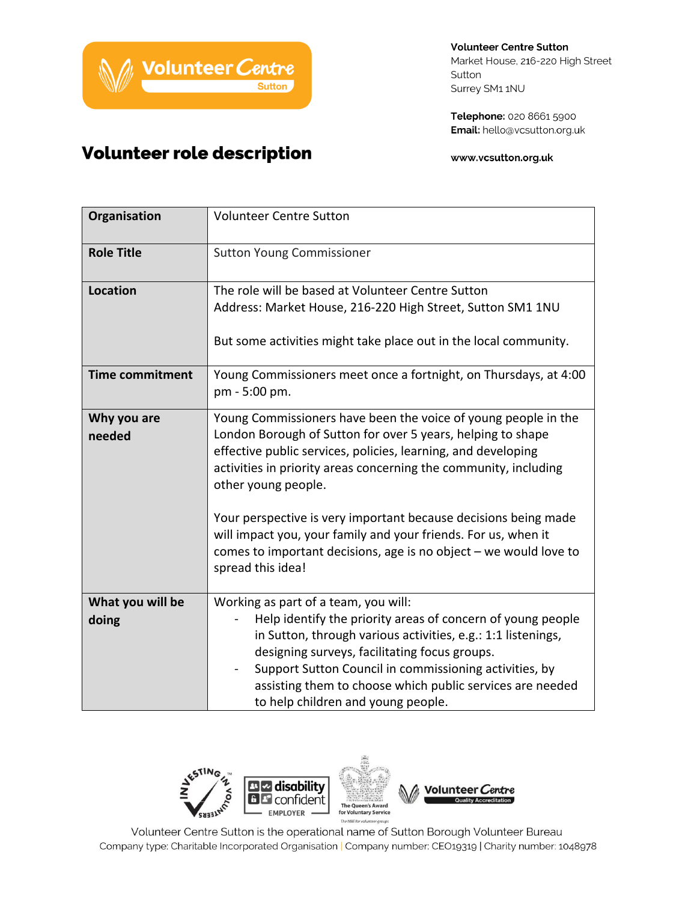**Volunteer Centre Sutton**
Market House, 216-220 High Street
Sutton
Surrey SM1 1NU

**Telephone:** 020 8661 5900
**Email:** hello@vcsutton.org.uk

**www.vcsutton.org.uk**

# Volunteer role description

| **Organisation** | Volunteer Centre Sutton |
|---|---|
| **Role Title** | Sutton Young Commissioner |
| **Location** | The role will be based at Volunteer Centre Sutton<br>Address: Market House, 216-220 High Street, Sutton SM1 1NU<br><br>But some activities might take place out in the local community. |
| **Time commitment** | Young Commissioners meet once a fortnight, on Thursdays, at 4:00 pm - 5:00 pm. |
| **Why you are needed** | Young Commissioners have been the voice of young people in the London Borough of Sutton for over 5 years, helping to shape effective public services, policies, learning, and developing activities in priority areas concerning the community, including other young people.<br><br>Your perspective is very important because decisions being made will impact you, your family and your friends. For us, when it comes to important decisions, age is no object – we would love to spread this idea! |
| **What you will be doing** | Working as part of a team, you will:<br>- Help identify the priority areas of concern of young people in Sutton, through various activities, e.g.: 1:1 listenings, designing surveys, facilitating focus groups.<br>- Support Sutton Council in commissioning activities, by assisting them to choose which public services are needed to help children and young people. |

Volunteer Centre Sutton is the operational name of Sutton Borough Volunteer Bureau
Company type: Charitable Incorporated Organisation | Company number: CE019319 | Charity number: 1048978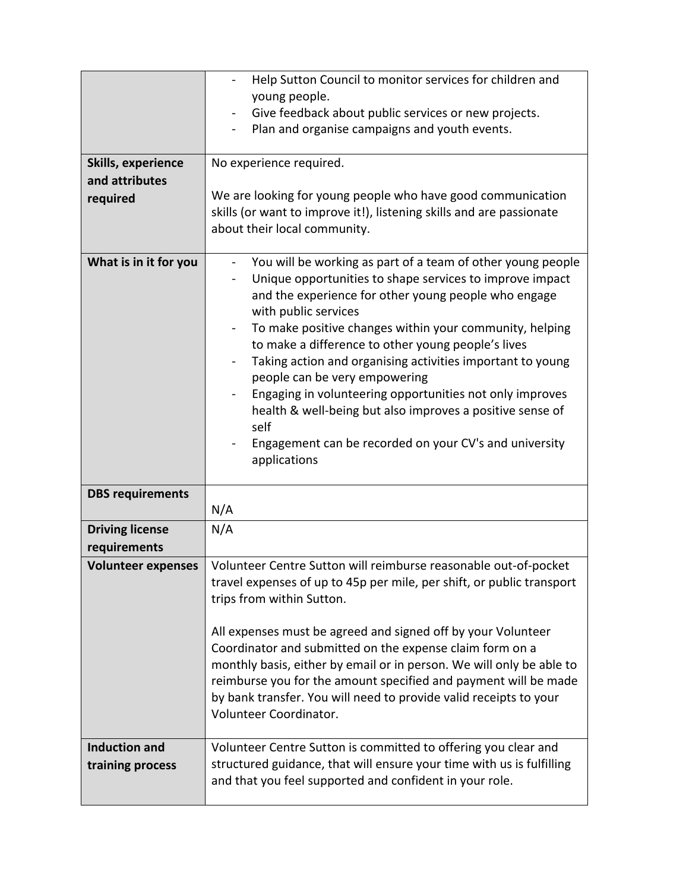| | |
|---|---|
| | - Help Sutton Council to monitor services for children and young people.<br>- Give feedback about public services or new projects.<br>- Plan and organise campaigns and youth events. |
| **Skills, experience and attributes required** | No experience required.<br><br>We are looking for young people who have good communication skills (or want to improve it!), listening skills and are passionate about their local community. |
| **What is in it for you** | - You will be working as part of a team of other young people<br>- Unique opportunities to shape services to improve impact and the experience for other young people who engage with public services<br>- To make positive changes within your community, helping to make a difference to other young people's lives<br>- Taking action and organising activities important to young people can be very empowering<br>- Engaging in volunteering opportunities not only improves health & well-being but also improves a positive sense of self<br>- Engagement can be recorded on your CV's and university applications |
| **DBS requirements** | N/A |
| **Driving license requirements** | N/A |
| **Volunteer expenses** | Volunteer Centre Sutton will reimburse reasonable out-of-pocket travel expenses of up to 45p per mile, per shift, or public transport trips from within Sutton.<br><br>All expenses must be agreed and signed off by your Volunteer Coordinator and submitted on the expense claim form on a monthly basis, either by email or in person. We will only be able to reimburse you for the amount specified and payment will be made by bank transfer. You will need to provide valid receipts to your Volunteer Coordinator. |
| **Induction and training process** | Volunteer Centre Sutton is committed to offering you clear and structured guidance, that will ensure your time with us is fulfilling and that you feel supported and confident in your role. |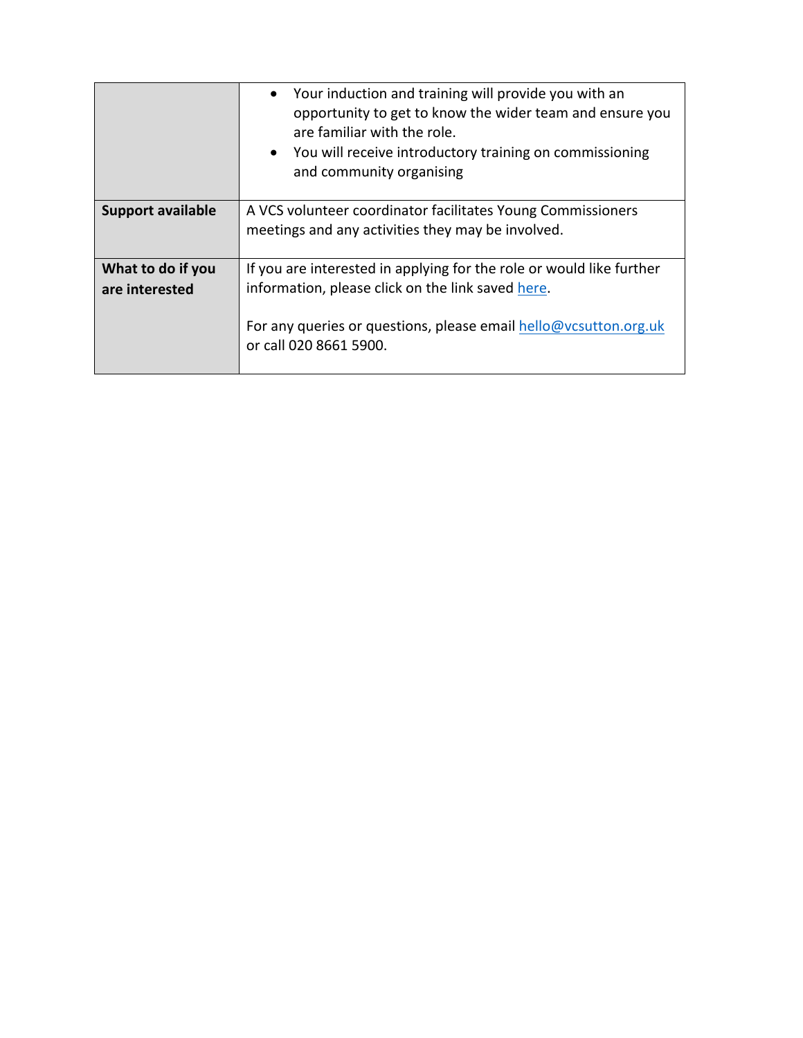| | |
|---|---|
| | • Your induction and training will provide you with an opportunity to get to know the wider team and ensure you are familiar with the role.<br>• You will receive introductory training on commissioning and community organising |
| **Support available** | A VCS volunteer coordinator facilitates Young Commissioners meetings and any activities they may be involved. |
| **What to do if you are interested** | If you are interested in applying for the role or would like further information, please click on the link saved here.<br><br>For any queries or questions, please email hello@vcsutton.org.uk or call 020 8661 5900. |